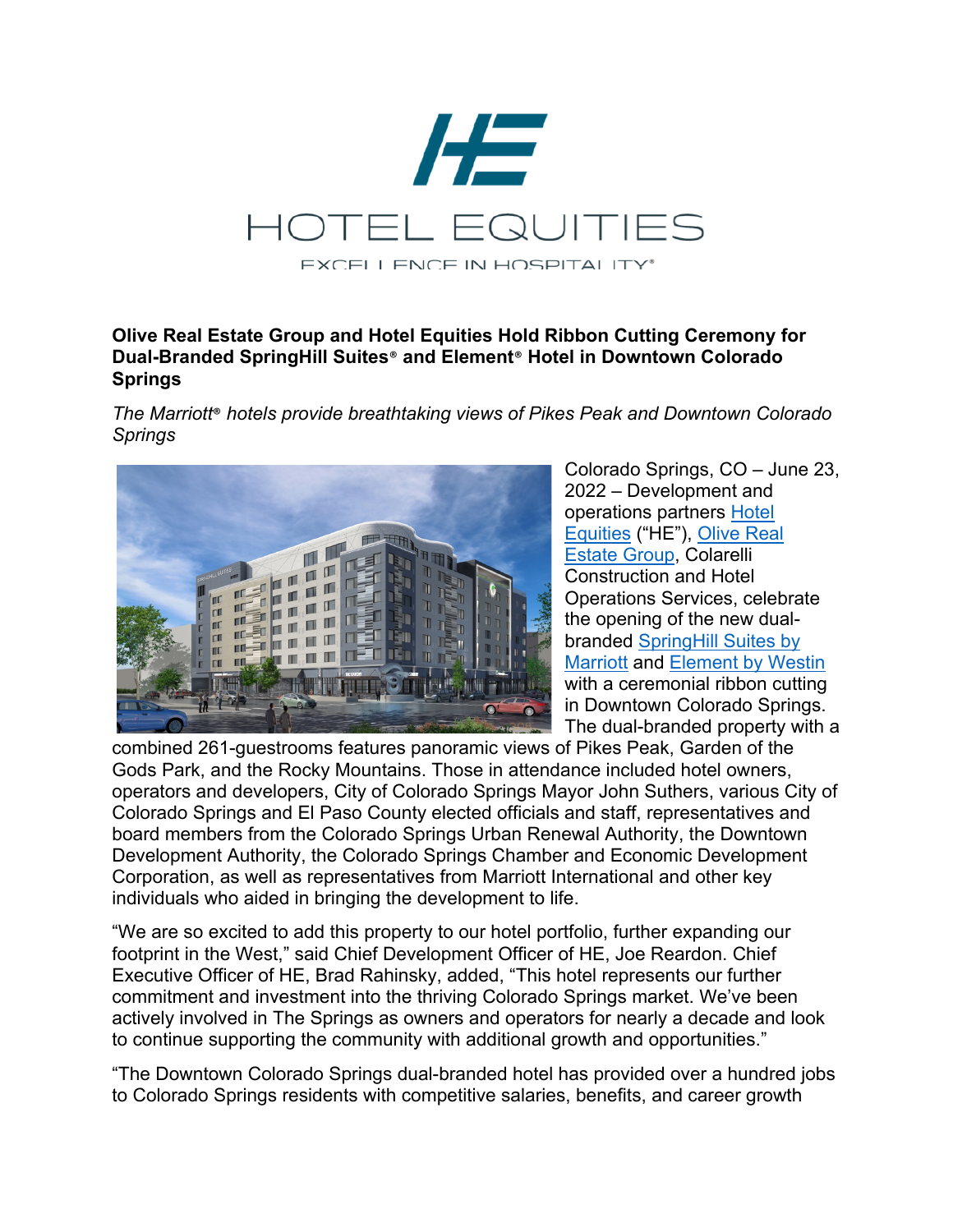# HOTEL EQUITIES

EXCELLENCE IN HOSPITALITY®

**Olive Real Estate Group and Hotel Equities Hold Ribbon Cutting Ceremony for Dual-Branded SpringHill Suites® and Element® Hotel in Downtown Colorado Springs**

*The Marriott® hotels provide breathtaking views of Pikes Peak and Downtown Colorado Springs*

Colorado Springs, CO – June 23, 2022 – Development and operations partners Hotel Equities ("HE"), Olive Real Estate Group, Colarelli Construction and Hotel Operations Services, celebrate the opening of the new dual-branded SpringHill Suites by Marriott and Element by Westin with a ceremonial ribbon cutting in Downtown Colorado Springs. The dual-branded property with a combined 261-guestrooms features panoramic views of Pikes Peak, Garden of the Gods Park, and the Rocky Mountains. Those in attendance included hotel owners, operators and developers, City of Colorado Springs Mayor John Suthers, various City of Colorado Springs and El Paso County elected officials and staff, representatives and board members from the Colorado Springs Urban Renewal Authority, the Downtown Development Authority, the Colorado Springs Chamber and Economic Development Corporation, as well as representatives from Marriott International and other key individuals who aided in bringing the development to life.

"We are so excited to add this property to our hotel portfolio, further expanding our footprint in the West," said Chief Development Officer of HE, Joe Reardon. Chief Executive Officer of HE, Brad Rahinsky, added, "This hotel represents our further commitment and investment into the thriving Colorado Springs market. We've been actively involved in The Springs as owners and operators for nearly a decade and look to continue supporting the community with additional growth and opportunities."

"The Downtown Colorado Springs dual-branded hotel has provided over a hundred jobs to Colorado Springs residents with competitive salaries, benefits, and career growth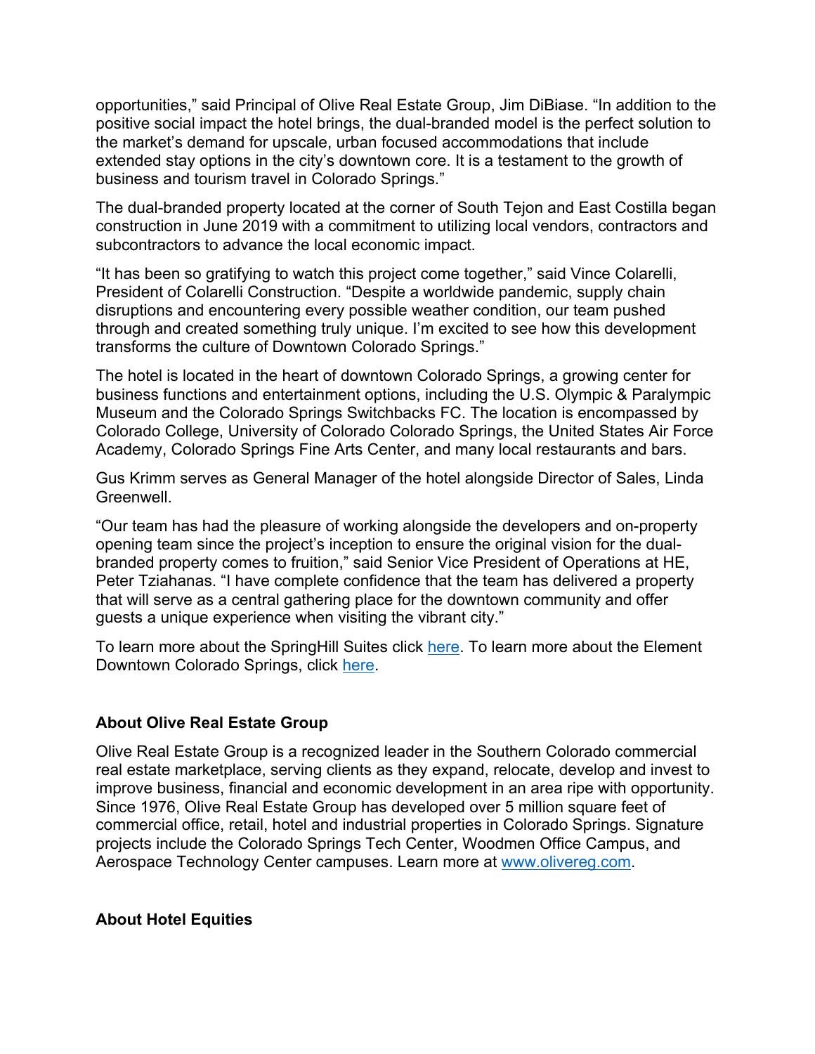opportunities," said Principal of Olive Real Estate Group, Jim DiBiase. "In addition to the positive social impact the hotel brings, the dual-branded model is the perfect solution to the market's demand for upscale, urban focused accommodations that include extended stay options in the city's downtown core. It is a testament to the growth of business and tourism travel in Colorado Springs."

The dual-branded property located at the corner of South Tejon and East Costilla began construction in June 2019 with a commitment to utilizing local vendors, contractors and subcontractors to advance the local economic impact.

"It has been so gratifying to watch this project come together," said Vince Colarelli, President of Colarelli Construction. "Despite a worldwide pandemic, supply chain disruptions and encountering every possible weather condition, our team pushed through and created something truly unique. I'm excited to see how this development transforms the culture of Downtown Colorado Springs."

The hotel is located in the heart of downtown Colorado Springs, a growing center for business functions and entertainment options, including the U.S. Olympic & Paralympic Museum and the Colorado Springs Switchbacks FC. The location is encompassed by Colorado College, University of Colorado Colorado Springs, the United States Air Force Academy, Colorado Springs Fine Arts Center, and many local restaurants and bars.

Gus Krimm serves as General Manager of the hotel alongside Director of Sales, Linda Greenwell.

"Our team has had the pleasure of working alongside the developers and on-property opening team since the project's inception to ensure the original vision for the dual-branded property comes to fruition," said Senior Vice President of Operations at HE, Peter Tziahanas. "I have complete confidence that the team has delivered a property that will serve as a central gathering place for the downtown community and offer guests a unique experience when visiting the vibrant city."

To learn more about the SpringHill Suites click [here](). To learn more about the Element Downtown Colorado Springs, click [here]().

**About Olive Real Estate Group**

Olive Real Estate Group is a recognized leader in the Southern Colorado commercial real estate marketplace, serving clients as they expand, relocate, develop and invest to improve business, financial and economic development in an area ripe with opportunity. Since 1976, Olive Real Estate Group has developed over 5 million square feet of commercial office, retail, hotel and industrial properties in Colorado Springs. Signature projects include the Colorado Springs Tech Center, Woodmen Office Campus, and Aerospace Technology Center campuses. Learn more at [www.olivereg.com](http://www.olivereg.com).

**About Hotel Equities**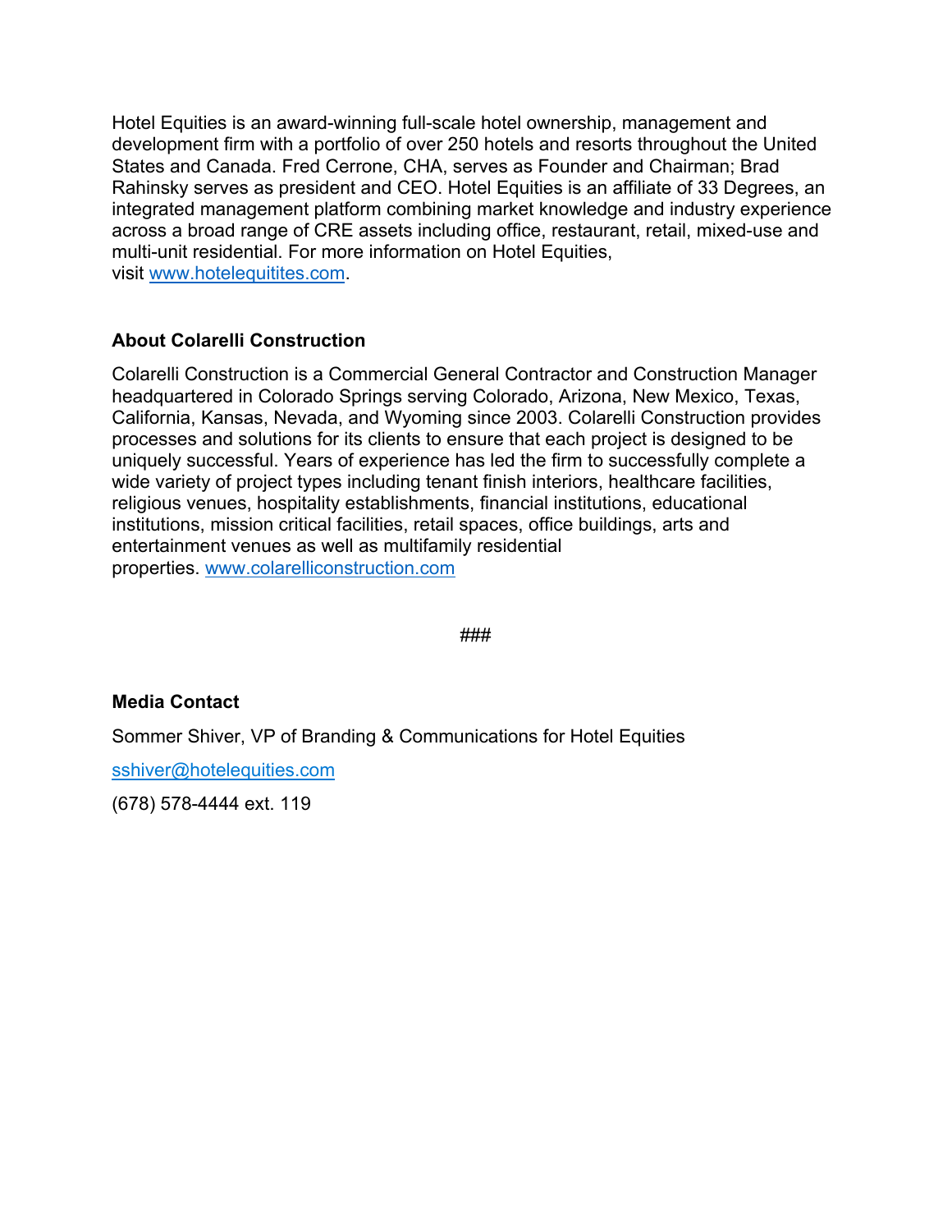Hotel Equities is an award-winning full-scale hotel ownership, management and development firm with a portfolio of over 250 hotels and resorts throughout the United States and Canada. Fred Cerrone, CHA, serves as Founder and Chairman; Brad Rahinsky serves as president and CEO. Hotel Equities is an affiliate of 33 Degrees, an integrated management platform combining market knowledge and industry experience across a broad range of CRE assets including office, restaurant, retail, mixed-use and multi-unit residential. For more information on Hotel Equities, visit www.hotelequitites.com.

**About Colarelli Construction**

Colarelli Construction is a Commercial General Contractor and Construction Manager headquartered in Colorado Springs serving Colorado, Arizona, New Mexico, Texas, California, Kansas, Nevada, and Wyoming since 2003. Colarelli Construction provides processes and solutions for its clients to ensure that each project is designed to be uniquely successful. Years of experience has led the firm to successfully complete a wide variety of project types including tenant finish interiors, healthcare facilities, religious venues, hospitality establishments, financial institutions, educational institutions, mission critical facilities, retail spaces, office buildings, arts and entertainment venues as well as multifamily residential properties. www.colarelliconstruction.com

###

**Media Contact**

Sommer Shiver, VP of Branding & Communications for Hotel Equities

sshiver@hotelequities.com

(678) 578-4444 ext. 119